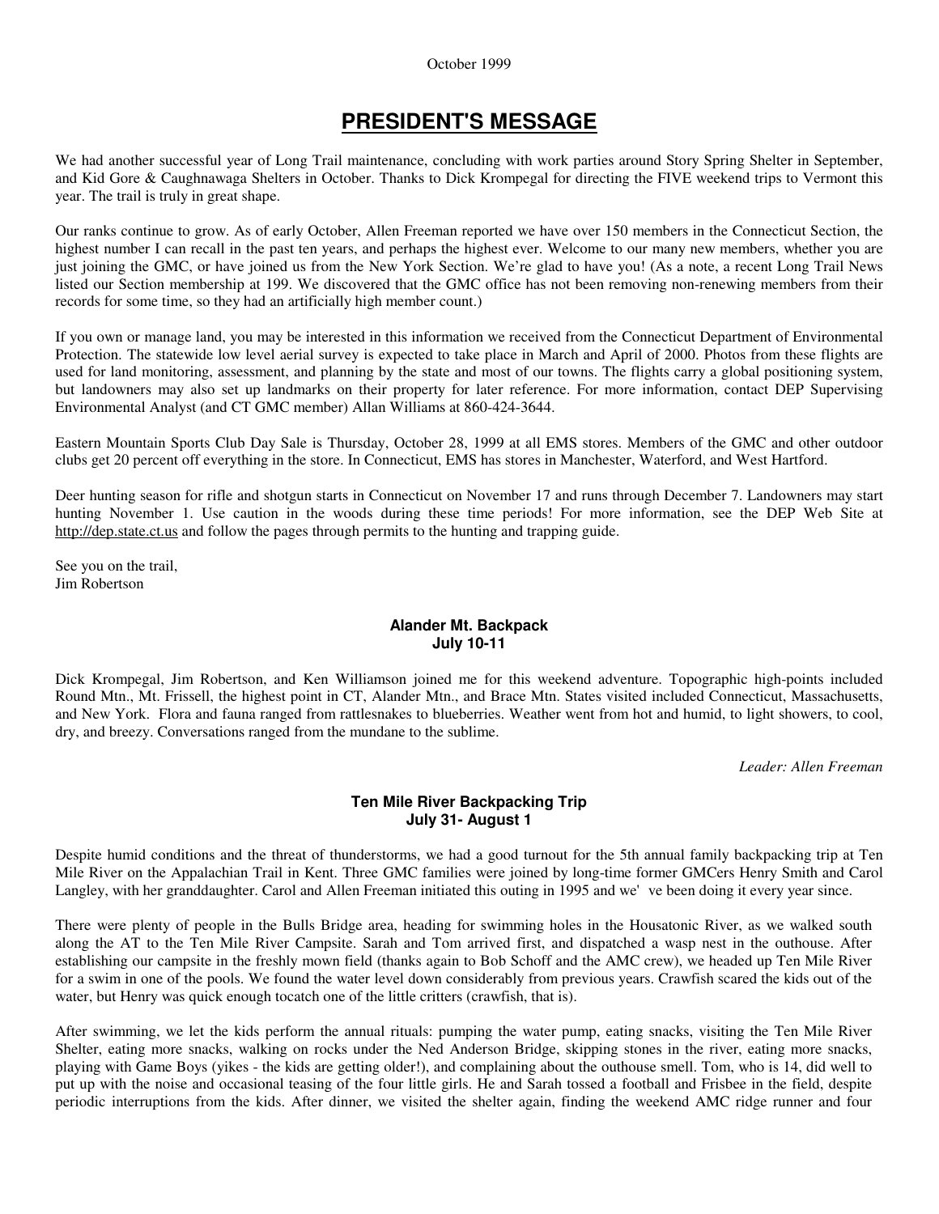October 1999

# PRESIDENT'S MESSAGE

We had another successful year of Long Trail maintenance, concluding with work parties around Story Spring Shelter in September, and Kid Gore & Caughnawaga Shelters in October. Thanks to Dick Krompegal for directing the FIVE weekend trips to Vermont this year. The trail is truly in great shape.

Our ranks continue to grow. As of early October, Allen Freeman reported we have over 150 members in the Connecticut Section, the highest number I can recall in the past ten years, and perhaps the highest ever. Welcome to our many new members, whether you are just joining the GMC, or have joined us from the New York Section. We're glad to have you! (As a note, a recent Long Trail News listed our Section membership at 199. We discovered that the GMC office has not been removing non-renewing members from their records for some time, so they had an artificially high member count.)

If you own or manage land, you may be interested in this information we received from the Connecticut Department of Environmental Protection. The statewide low level aerial survey is expected to take place in March and April of 2000. Photos from these flights are used for land monitoring, assessment, and planning by the state and most of our towns. The flights carry a global positioning system, but landowners may also set up landmarks on their property for later reference. For more information, contact DEP Supervising Environmental Analyst (and CT GMC member) Allan Williams at 860-424-3644.

Eastern Mountain Sports Club Day Sale is Thursday, October 28, 1999 at all EMS stores. Members of the GMC and other outdoor clubs get 20 percent off everything in the store. In Connecticut, EMS has stores in Manchester, Waterford, and West Hartford.

Deer hunting season for rifle and shotgun starts in Connecticut on November 17 and runs through December 7. Landowners may start hunting November 1. Use caution in the woods during these time periods! For more information, see the DEP Web Site at http://dep.state.ct.us and follow the pages through permits to the hunting and trapping guide.

See you on the trail,
Jim Robertson

### Alander Mt. Backpack
### July 10-11

Dick Krompegal, Jim Robertson, and Ken Williamson joined me for this weekend adventure. Topographic high-points included Round Mtn., Mt. Frissell, the highest point in CT, Alander Mtn., and Brace Mtn. States visited included Connecticut, Massachusetts, and New York. Flora and fauna ranged from rattlesnakes to blueberries. Weather went from hot and humid, to light showers, to cool, dry, and breezy. Conversations ranged from the mundane to the sublime.

*Leader: Allen Freeman*

### Ten Mile River Backpacking Trip
### July 31- August 1

Despite humid conditions and the threat of thunderstorms, we had a good turnout for the 5th annual family backpacking trip at Ten Mile River on the Appalachian Trail in Kent. Three GMC families were joined by long-time former GMCers Henry Smith and Carol Langley, with her granddaughter. Carol and Allen Freeman initiated this outing in 1995 and we' ve been doing it every year since.

There were plenty of people in the Bulls Bridge area, heading for swimming holes in the Housatonic River, as we walked south along the AT to the Ten Mile River Campsite. Sarah and Tom arrived first, and dispatched a wasp nest in the outhouse. After establishing our campsite in the freshly mown field (thanks again to Bob Schoff and the AMC crew), we headed up Ten Mile River for a swim in one of the pools. We found the water level down considerably from previous years. Crawfish scared the kids out of the water, but Henry was quick enough tocatch one of the little critters (crawfish, that is).

After swimming, we let the kids perform the annual rituals: pumping the water pump, eating snacks, visiting the Ten Mile River Shelter, eating more snacks, walking on rocks under the Ned Anderson Bridge, skipping stones in the river, eating more snacks, playing with Game Boys (yikes - the kids are getting older!), and complaining about the outhouse smell. Tom, who is 14, did well to put up with the noise and occasional teasing of the four little girls. He and Sarah tossed a football and Frisbee in the field, despite periodic interruptions from the kids. After dinner, we visited the shelter again, finding the weekend AMC ridge runner and four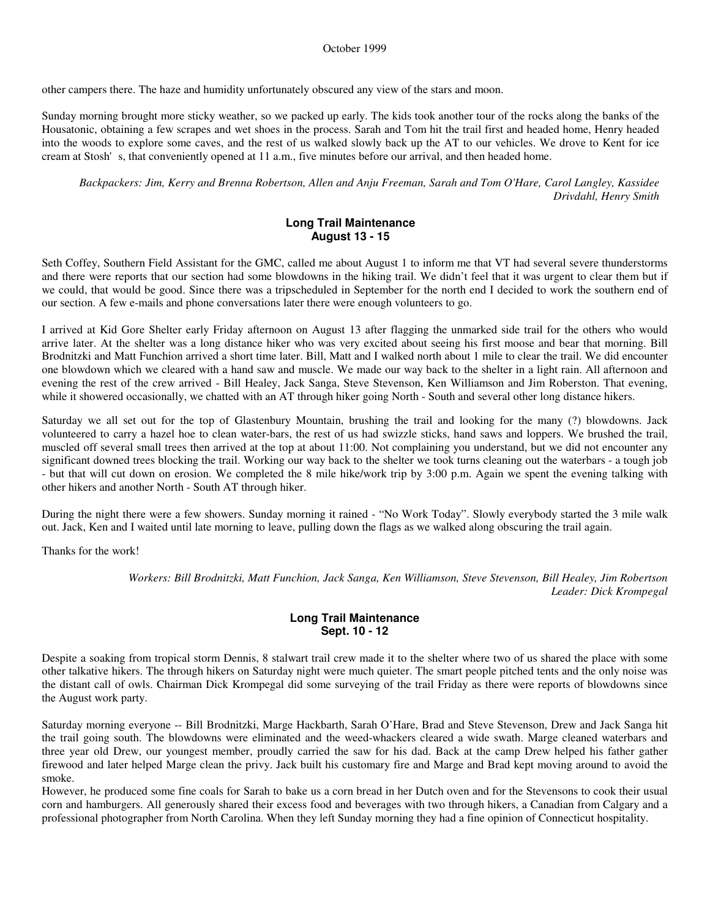other campers there. The haze and humidity unfortunately obscured any view of the stars and moon.

Sunday morning brought more sticky weather, so we packed up early. The kids took another tour of the rocks along the banks of the Housatonic, obtaining a few scrapes and wet shoes in the process. Sarah and Tom hit the trail first and headed home, Henry headed into the woods to explore some caves, and the rest of us walked slowly back up the AT to our vehicles. We drove to Kent for ice cream at Stosh' s, that conveniently opened at 11 a.m., five minutes before our arrival, and then headed home.

*Backpackers: Jim, Kerry and Brenna Robertson, Allen and Anju Freeman, Sarah and Tom O'Hare, Carol Langley, Kassidee Drivdahl, Henry Smith*

## Long Trail Maintenance
**August 13 - 15**

Seth Coffey, Southern Field Assistant for the GMC, called me about August 1 to inform me that VT had several severe thunderstorms and there were reports that our section had some blowdowns in the hiking trail. We didn't feel that it was urgent to clear them but if we could, that would be good. Since there was a tripscheduled in September for the north end I decided to work the southern end of our section. A few e-mails and phone conversations later there were enough volunteers to go.

I arrived at Kid Gore Shelter early Friday afternoon on August 13 after flagging the unmarked side trail for the others who would arrive later. At the shelter was a long distance hiker who was very excited about seeing his first moose and bear that morning. Bill Brodnitzki and Matt Funchion arrived a short time later. Bill, Matt and I walked north about 1 mile to clear the trail. We did encounter one blowdown which we cleared with a hand saw and muscle. We made our way back to the shelter in a light rain. All afternoon and evening the rest of the crew arrived - Bill Healey, Jack Sanga, Steve Stevenson, Ken Williamson and Jim Roberston. That evening, while it showered occasionally, we chatted with an AT through hiker going North - South and several other long distance hikers.

Saturday we all set out for the top of Glastenbury Mountain, brushing the trail and looking for the many (?) blowdowns. Jack volunteered to carry a hazel hoe to clean water-bars, the rest of us had swizzle sticks, hand saws and loppers. We brushed the trail, muscled off several small trees then arrived at the top at about 11:00. Not complaining you understand, but we did not encounter any significant downed trees blocking the trail. Working our way back to the shelter we took turns cleaning out the waterbars - a tough job - but that will cut down on erosion. We completed the 8 mile hike/work trip by 3:00 p.m. Again we spent the evening talking with other hikers and another North - South AT through hiker.

During the night there were a few showers. Sunday morning it rained - "No Work Today". Slowly everybody started the 3 mile walk out. Jack, Ken and I waited until late morning to leave, pulling down the flags as we walked along obscuring the trail again.

Thanks for the work!

*Workers: Bill Brodnitzki, Matt Funchion, Jack Sanga, Ken Williamson, Steve Stevenson, Bill Healey, Jim Robertson*
*Leader: Dick Krompegal*

## Long Trail Maintenance
**Sept. 10 - 12**

Despite a soaking from tropical storm Dennis, 8 stalwart trail crew made it to the shelter where two of us shared the place with some other talkative hikers. The through hikers on Saturday night were much quieter. The smart people pitched tents and the only noise was the distant call of owls. Chairman Dick Krompegal did some surveying of the trail Friday as there were reports of blowdowns since the August work party.

Saturday morning everyone -- Bill Brodnitzki, Marge Hackbarth, Sarah O'Hare, Brad and Steve Stevenson, Drew and Jack Sanga hit the trail going south. The blowdowns were eliminated and the weed-whackers cleared a wide swath. Marge cleaned waterbars and three year old Drew, our youngest member, proudly carried the saw for his dad. Back at the camp Drew helped his father gather firewood and later helped Marge clean the privy. Jack built his customary fire and Marge and Brad kept moving around to avoid the smoke.

However, he produced some fine coals for Sarah to bake us a corn bread in her Dutch oven and for the Stevensons to cook their usual corn and hamburgers. All generously shared their excess food and beverages with two through hikers, a Canadian from Calgary and a professional photographer from North Carolina. When they left Sunday morning they had a fine opinion of Connecticut hospitality.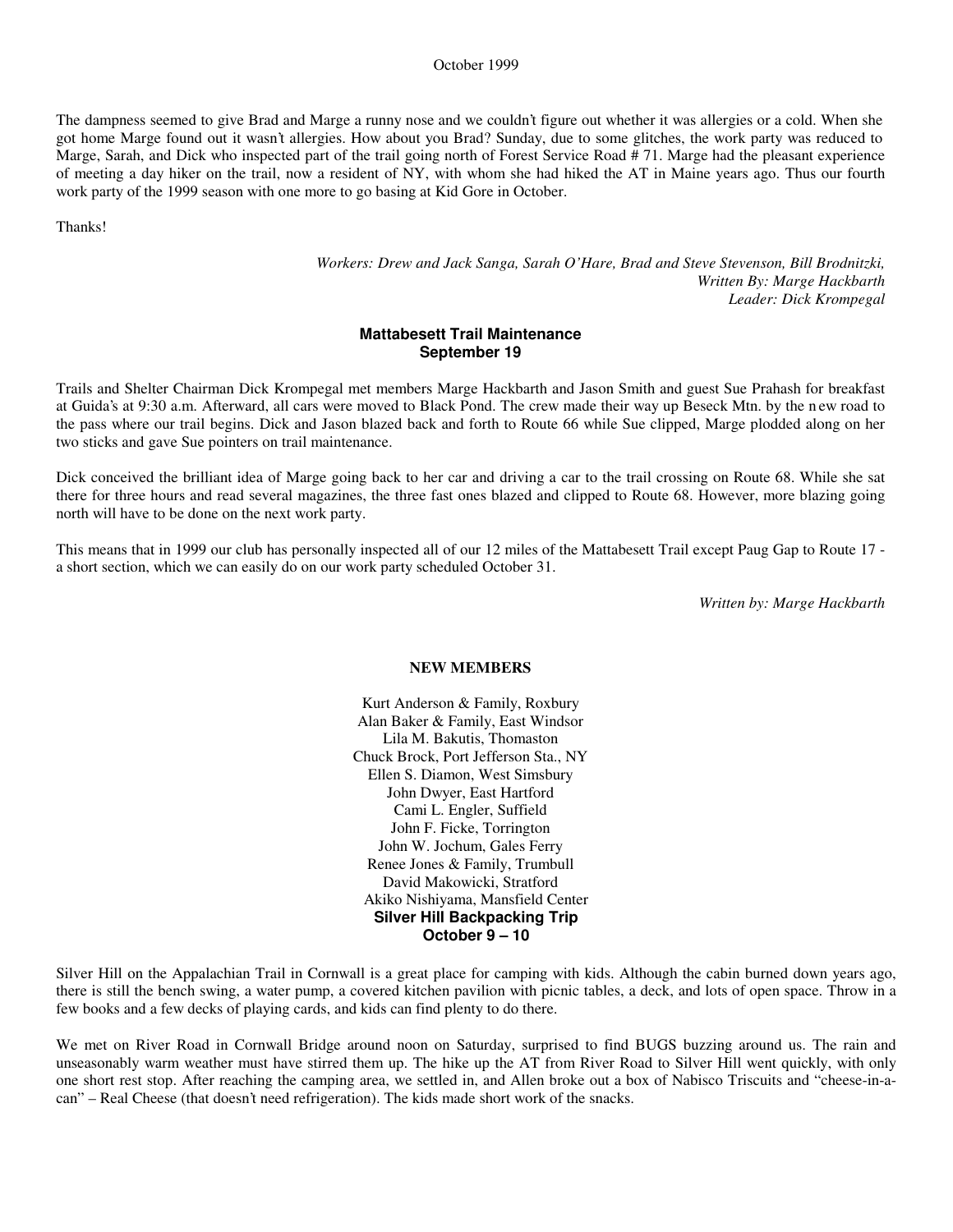The dampness seemed to give Brad and Marge a runny nose and we couldn't figure out whether it was allergies or a cold. When she got home Marge found out it wasn't allergies. How about you Brad? Sunday, due to some glitches, the work party was reduced to Marge, Sarah, and Dick who inspected part of the trail going north of Forest Service Road # 71. Marge had the pleasant experience of meeting a day hiker on the trail, now a resident of NY, with whom she had hiked the AT in Maine years ago. Thus our fourth work party of the 1999 season with one more to go basing at Kid Gore in October.

Thanks!

*Workers: Drew and Jack Sanga, Sarah O'Hare, Brad and Steve Stevenson, Bill Brodnitzki,*
*Written By: Marge Hackbarth*
*Leader: Dick Krompegal*

## Mattabesett Trail Maintenance
## September 19

Trails and Shelter Chairman Dick Krompegal met members Marge Hackbarth and Jason Smith and guest Sue Prahash for breakfast at Guida's at 9:30 a.m. Afterward, all cars were moved to Black Pond. The crew made their way up Beseck Mtn. by the new road to the pass where our trail begins. Dick and Jason blazed back and forth to Route 66 while Sue clipped, Marge plodded along on her two sticks and gave Sue pointers on trail maintenance.

Dick conceived the brilliant idea of Marge going back to her car and driving a car to the trail crossing on Route 68. While she sat there for three hours and read several magazines, the three fast ones blazed and clipped to Route 68. However, more blazing going north will have to be done on the next work party.

This means that in 1999 our club has personally inspected all of our 12 miles of the Mattabesett Trail except Paug Gap to Route 17 - a short section, which we can easily do on our work party scheduled October 31.

*Written by: Marge Hackbarth*

## NEW MEMBERS

Kurt Anderson & Family, Roxbury
Alan Baker & Family, East Windsor
Lila M. Bakutis, Thomaston
Chuck Brock, Port Jefferson Sta., NY
Ellen S. Diamon, West Simsbury
John Dwyer, East Hartford
Cami L. Engler, Suffield
John F. Ficke, Torrington
John W. Jochum, Gales Ferry
Renee Jones & Family, Trumbull
David Makowicki, Stratford
Akiko Nishiyama, Mansfield Center

## Silver Hill Backpacking Trip
## October 9 – 10

Silver Hill on the Appalachian Trail in Cornwall is a great place for camping with kids. Although the cabin burned down years ago, there is still the bench swing, a water pump, a covered kitchen pavilion with picnic tables, a deck, and lots of open space. Throw in a few books and a few decks of playing cards, and kids can find plenty to do there.

We met on River Road in Cornwall Bridge around noon on Saturday, surprised to find BUGS buzzing around us. The rain and unseasonably warm weather must have stirred them up. The hike up the AT from River Road to Silver Hill went quickly, with only one short rest stop. After reaching the camping area, we settled in, and Allen broke out a box of Nabisco Triscuits and "cheese-in-a-can" – Real Cheese (that doesn't need refrigeration). The kids made short work of the snacks.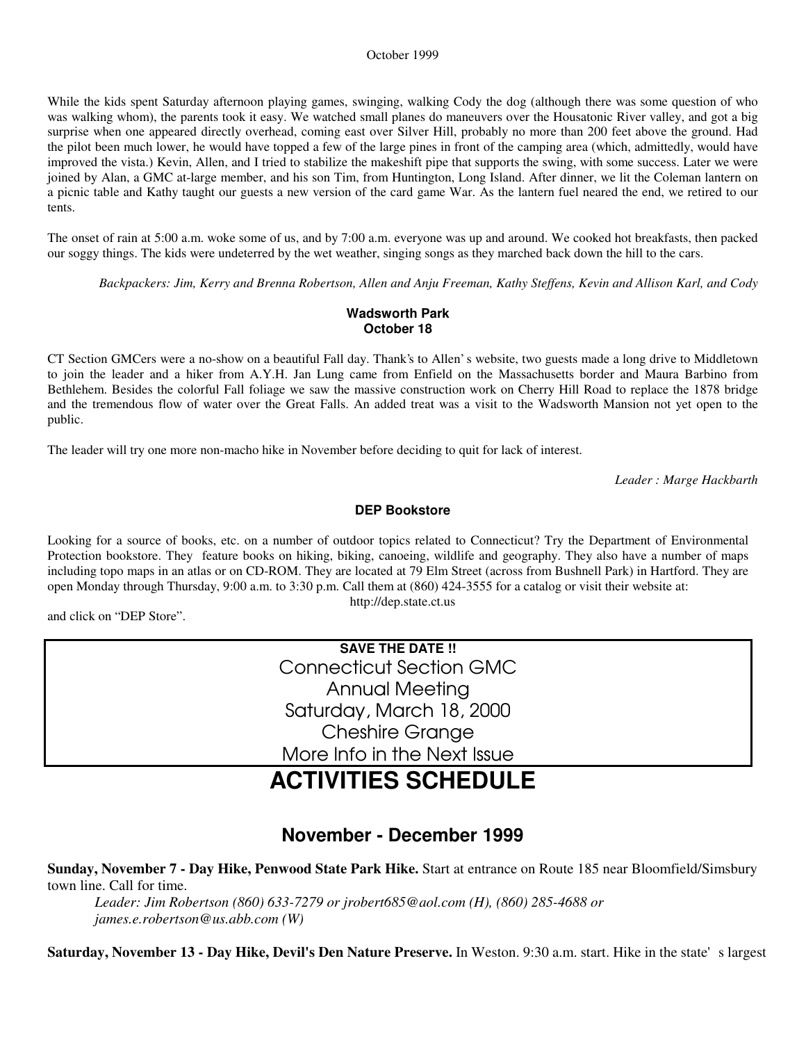While the kids spent Saturday afternoon playing games, swinging, walking Cody the dog (although there was some question of who was walking whom), the parents took it easy. We watched small planes do maneuvers over the Housatonic River valley, and got a big surprise when one appeared directly overhead, coming east over Silver Hill, probably no more than 200 feet above the ground. Had the pilot been much lower, he would have topped a few of the large pines in front of the camping area (which, admittedly, would have improved the vista.) Kevin, Allen, and I tried to stabilize the makeshift pipe that supports the swing, with some success. Later we were joined by Alan, a GMC at-large member, and his son Tim, from Huntington, Long Island. After dinner, we lit the Coleman lantern on a picnic table and Kathy taught our guests a new version of the card game War. As the lantern fuel neared the end, we retired to our tents.

The onset of rain at 5:00 a.m. woke some of us, and by 7:00 a.m. everyone was up and around. We cooked hot breakfasts, then packed our soggy things. The kids were undeterred by the wet weather, singing songs as they marched back down the hill to the cars.

*Backpackers: Jim, Kerry and Brenna Robertson, Allen and Anju Freeman, Kathy Steffens, Kevin and Allison Karl, and Cody*

### Wadsworth Park
### October 18

CT Section GMCers were a no-show on a beautiful Fall day. Thank's to Allen's website, two guests made a long drive to Middletown to join the leader and a hiker from A.Y.H. Jan Lung came from Enfield on the Massachusetts border and Maura Barbino from Bethlehem. Besides the colorful Fall foliage we saw the massive construction work on Cherry Hill Road to replace the 1878 bridge and the tremendous flow of water over the Great Falls. An added treat was a visit to the Wadsworth Mansion not yet open to the public.

The leader will try one more non-macho hike in November before deciding to quit for lack of interest.

*Leader : Marge Hackbarth*

### DEP Bookstore

Looking for a source of books, etc. on a number of outdoor topics related to Connecticut? Try the Department of Environmental Protection bookstore. They feature books on hiking, biking, canoeing, wildlife and geography. They also have a number of maps including topo maps in an atlas or on CD-ROM. They are located at 79 Elm Street (across from Bushnell Park) in Hartford. They are open Monday through Thursday, 9:00 a.m. to 3:30 p.m. Call them at (860) 424-3555 for a catalog or visit their website at:

http://dep.state.ct.us

and click on "DEP Store".

**SAVE THE DATE !!**

Connecticut Section GMC
Annual Meeting
Saturday, March 18, 2000
Cheshire Grange
More Info in the Next Issue

# ACTIVITIES SCHEDULE

## November - December 1999

**Sunday, November 7 - Day Hike, Penwood State Park Hike.** Start at entrance on Route 185 near Bloomfield/Simsbury town line. Call for time.

*Leader: Jim Robertson (860) 633-7279 or jrobert685@aol.com (H), (860) 285-4688 or james.e.robertson@us.abb.com (W)*

**Saturday, November 13 - Day Hike, Devil's Den Nature Preserve.** In Weston. 9:30 a.m. start. Hike in the state's largest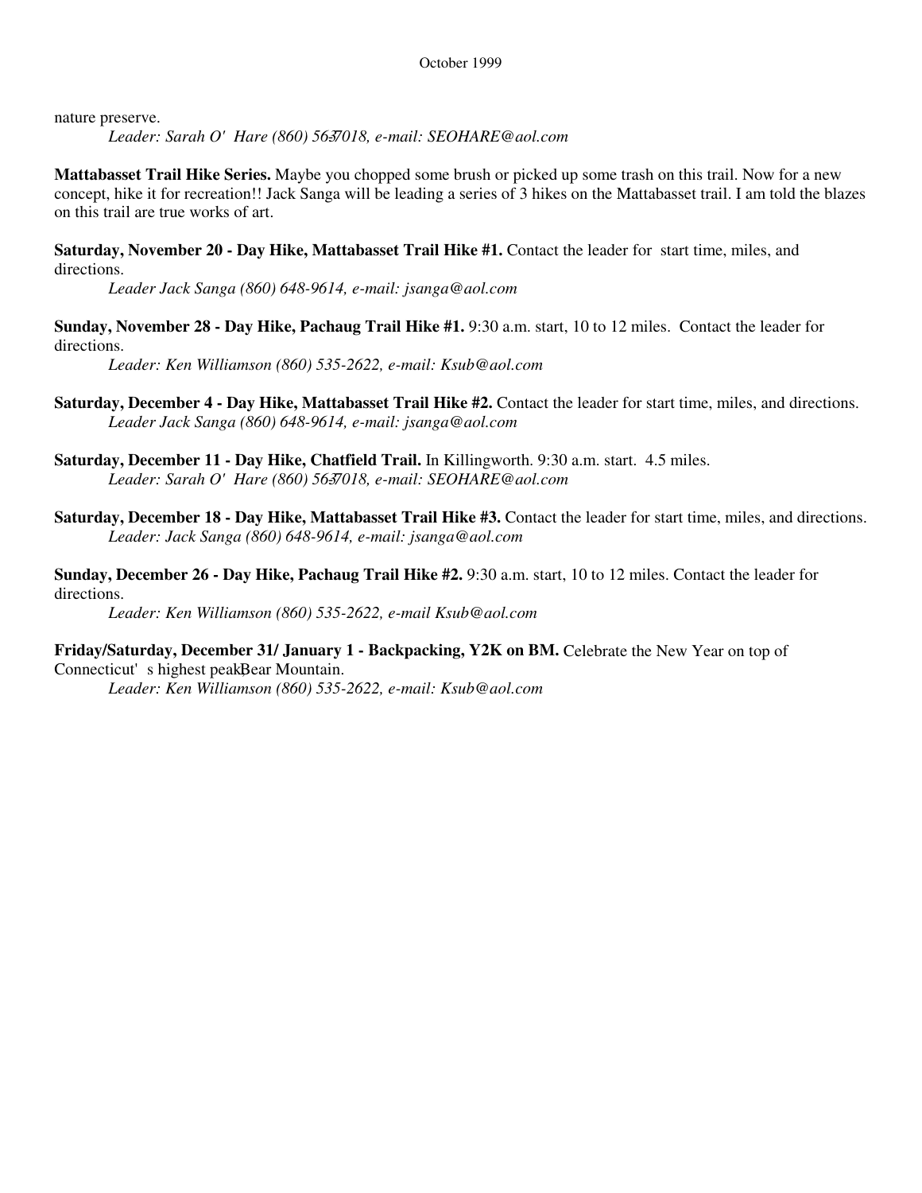nature preserve.

*Leader: Sarah O' Hare (860) 563-7018, e-mail: SEOHARE@aol.com*

**Mattabasset Trail Hike Series.** Maybe you chopped some brush or picked up some trash on this trail. Now for a new concept, hike it for recreation!! Jack Sanga will be leading a series of 3 hikes on the Mattabasset trail. I am told the blazes on this trail are true works of art.

**Saturday, November 20 - Day Hike, Mattabasset Trail Hike #1.** Contact the leader for start time, miles, and directions.

*Leader Jack Sanga (860) 648-9614, e-mail: jsanga@aol.com*

**Sunday, November 28 - Day Hike, Pachaug Trail Hike #1.** 9:30 a.m. start, 10 to 12 miles. Contact the leader for directions.

*Leader: Ken Williamson (860) 535-2622, e-mail: Ksub@aol.com*

**Saturday, December 4 - Day Hike, Mattabasset Trail Hike #2.** Contact the leader for start time, miles, and directions.

*Leader Jack Sanga (860) 648-9614, e-mail: jsanga@aol.com*

**Saturday, December 11 - Day Hike, Chatfield Trail.** In Killingworth. 9:30 a.m. start. 4.5 miles.

*Leader: Sarah O' Hare (860) 563-7018, e-mail: SEOHARE@aol.com*

**Saturday, December 18 - Day Hike, Mattabasset Trail Hike #3.** Contact the leader for start time, miles, and directions.

*Leader: Jack Sanga (860) 648-9614, e-mail: jsanga@aol.com*

**Sunday, December 26 - Day Hike, Pachaug Trail Hike #2.** 9:30 a.m. start, 10 to 12 miles. Contact the leader for directions.

*Leader: Ken Williamson (860) 535-2622, e-mail Ksub@aol.com*

**Friday/Saturday, December 31/ January 1 - Backpacking, Y2K on BM.** Celebrate the New Year on top of Connecticut' s highest peak, Bear Mountain.

*Leader: Ken Williamson (860) 535-2622, e-mail: Ksub@aol.com*